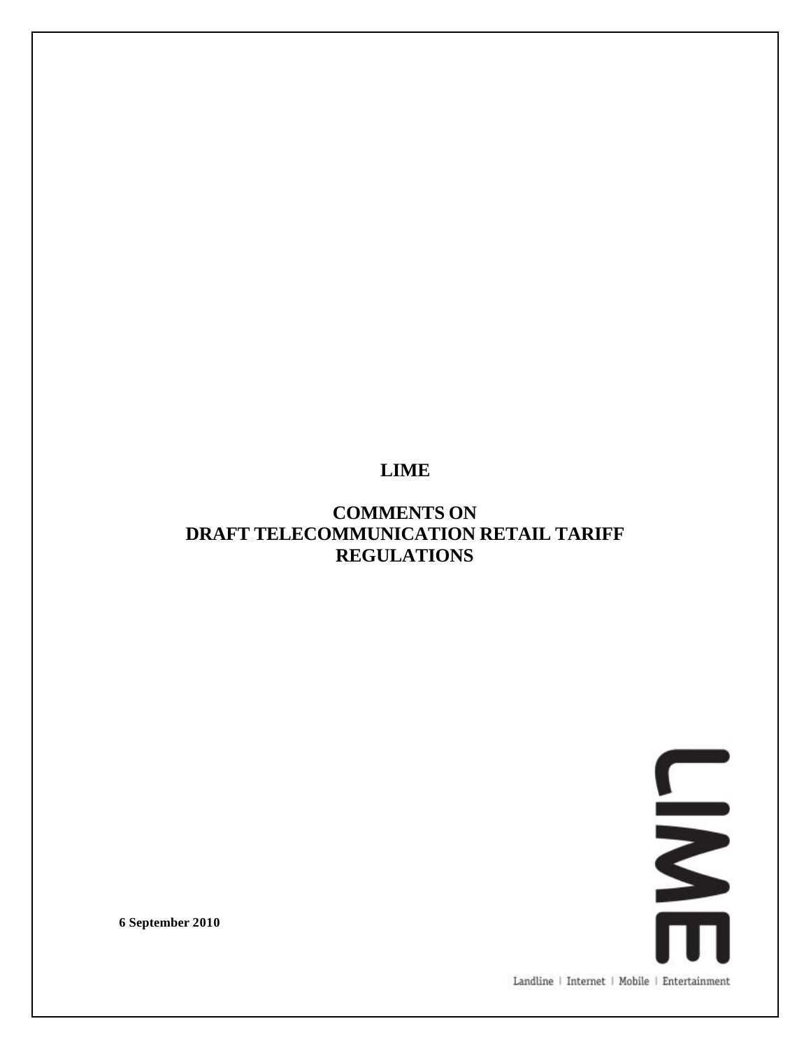# LIME

## COMMENTS ON DRAFT TELECOMMUNICATION RETAIL TARIFF REGULATIONS

**6 September 2010**

LIME

Landline | Internet | Mobile | Entertainment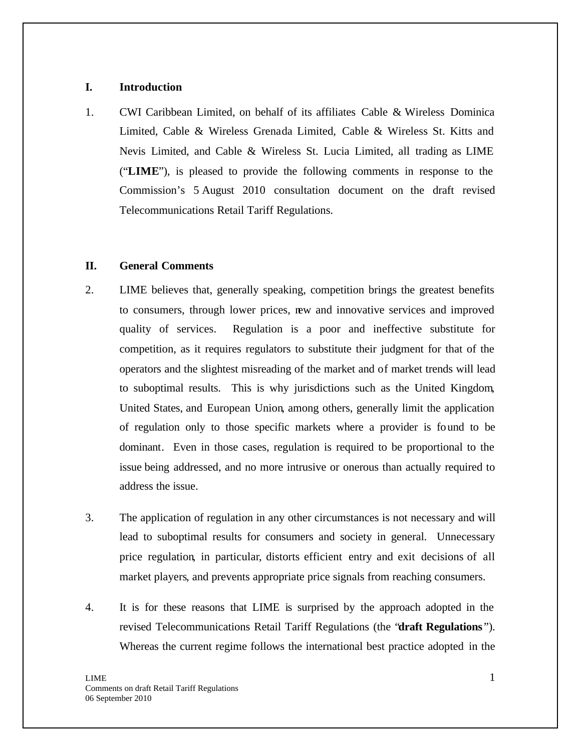## I. Introduction

1. CWI Caribbean Limited, on behalf of its affiliates Cable & Wireless Dominica Limited, Cable & Wireless Grenada Limited, Cable & Wireless St. Kitts and Nevis Limited, and Cable & Wireless St. Lucia Limited, all trading as LIME ("**LIME**"), is pleased to provide the following comments in response to the Commission's 5 August 2010 consultation document on the draft revised Telecommunications Retail Tariff Regulations.

## II. General Comments

2. LIME believes that, generally speaking, competition brings the greatest benefits to consumers, through lower prices, new and innovative services and improved quality of services. Regulation is a poor and ineffective substitute for competition, as it requires regulators to substitute their judgment for that of the operators and the slightest misreading of the market and of market trends will lead to suboptimal results. This is why jurisdictions such as the United Kingdom, United States, and European Union, among others, generally limit the application of regulation only to those specific markets where a provider is found to be dominant. Even in those cases, regulation is required to be proportional to the issue being addressed, and no more intrusive or onerous than actually required to address the issue.

3. The application of regulation in any other circumstances is not necessary and will lead to suboptimal results for consumers and society in general. Unnecessary price regulation, in particular, distorts efficient entry and exit decisions of all market players, and prevents appropriate price signals from reaching consumers.

4. It is for these reasons that LIME is surprised by the approach adopted in the revised Telecommunications Retail Tariff Regulations (the "**draft Regulations**"). Whereas the current regime follows the international best practice adopted in the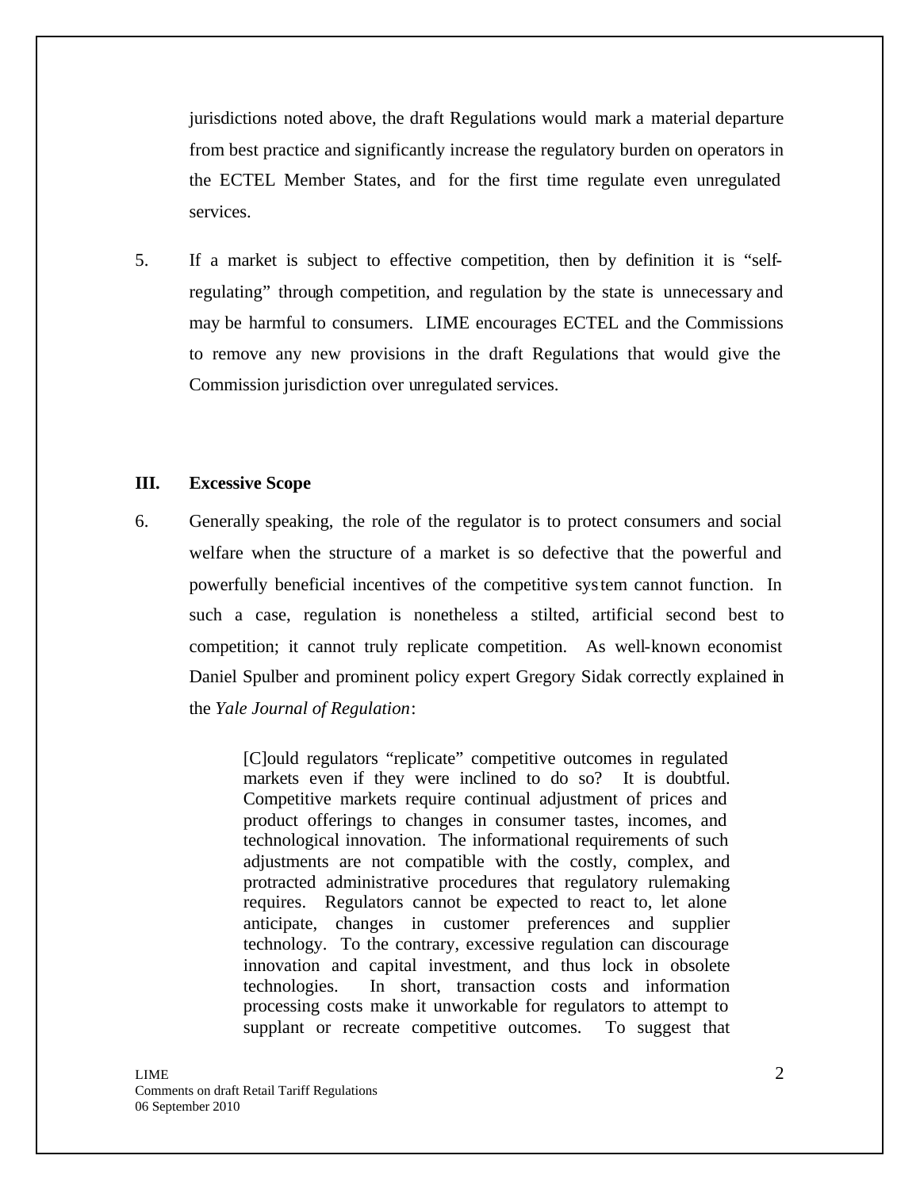jurisdictions noted above, the draft Regulations would mark a material departure from best practice and significantly increase the regulatory burden on operators in the ECTEL Member States, and for the first time regulate even unregulated services.

5. If a market is subject to effective competition, then by definition it is "self-regulating" through competition, and regulation by the state is unnecessary and may be harmful to consumers. LIME encourages ECTEL and the Commissions to remove any new provisions in the draft Regulations that would give the Commission jurisdiction over unregulated services.

## III. Excessive Scope

6. Generally speaking, the role of the regulator is to protect consumers and social welfare when the structure of a market is so defective that the powerful and powerfully beneficial incentives of the competitive system cannot function. In such a case, regulation is nonetheless a stilted, artificial second best to competition; it cannot truly replicate competition. As well-known economist Daniel Spulber and prominent policy expert Gregory Sidak correctly explained in the *Yale Journal of Regulation*:

> [C]ould regulators "replicate" competitive outcomes in regulated markets even if they were inclined to do so? It is doubtful. Competitive markets require continual adjustment of prices and product offerings to changes in consumer tastes, incomes, and technological innovation. The informational requirements of such adjustments are not compatible with the costly, complex, and protracted administrative procedures that regulatory rulemaking requires. Regulators cannot be expected to react to, let alone anticipate, changes in customer preferences and supplier technology. To the contrary, excessive regulation can discourage innovation and capital investment, and thus lock in obsolete technologies. In short, transaction costs and information processing costs make it unworkable for regulators to attempt to supplant or recreate competitive outcomes. To suggest that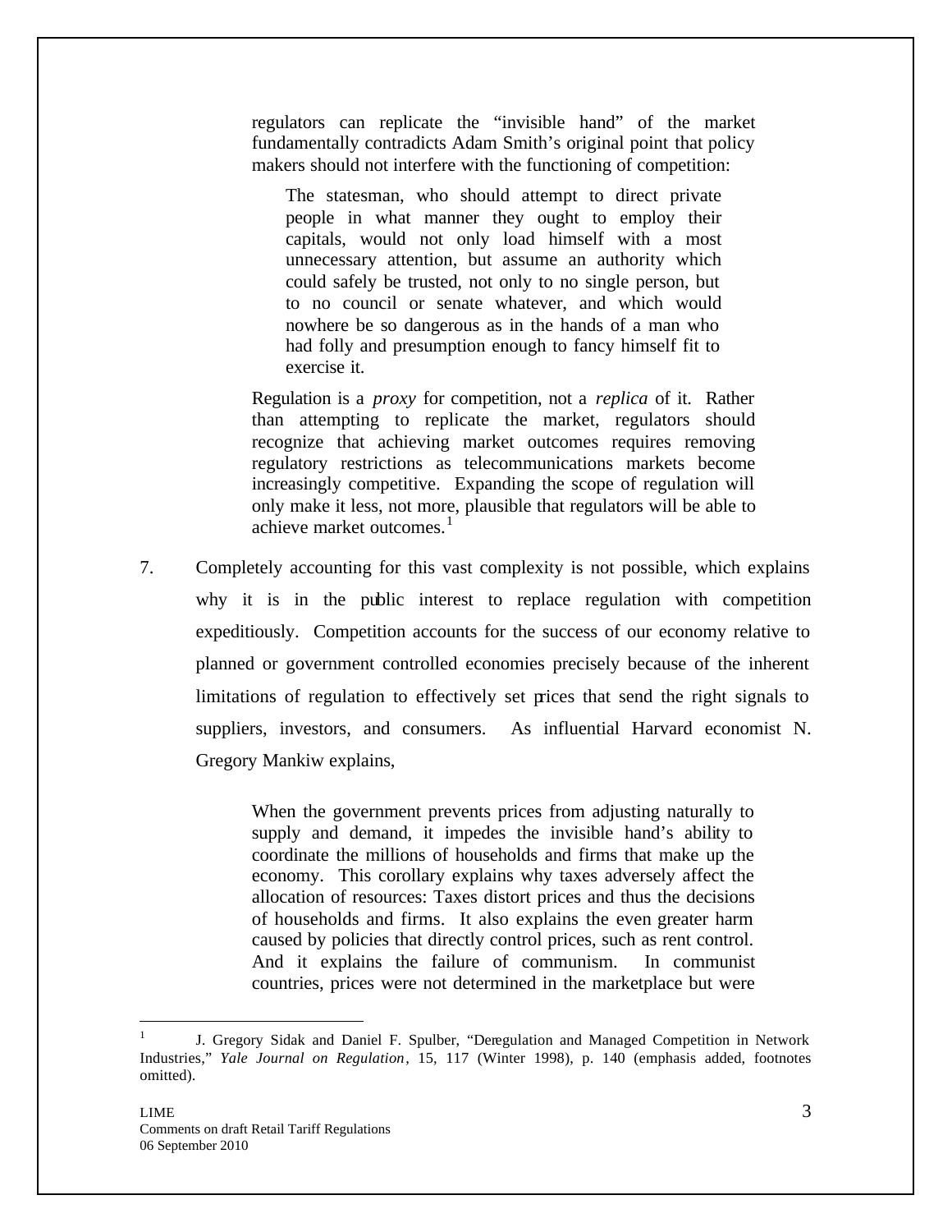regulators can replicate the "invisible hand" of the market fundamentally contradicts Adam Smith's original point that policy makers should not interfere with the functioning of competition:

> The statesman, who should attempt to direct private people in what manner they ought to employ their capitals, would not only load himself with a most unnecessary attention, but assume an authority which could safely be trusted, not only to no single person, but to no council or senate whatever, and which would nowhere be so dangerous as in the hands of a man who had folly and presumption enough to fancy himself fit to exercise it.

Regulation is a *proxy* for competition, not a *replica* of it. Rather than attempting to replicate the market, regulators should recognize that achieving market outcomes requires removing regulatory restrictions as telecommunications markets become increasingly competitive. Expanding the scope of regulation will only make it less, not more, plausible that regulators will be able to achieve market outcomes.[1]

7. Completely accounting for this vast complexity is not possible, which explains why it is in the public interest to replace regulation with competition expeditiously. Competition accounts for the success of our economy relative to planned or government controlled economies precisely because of the inherent limitations of regulation to effectively set prices that send the right signals to suppliers, investors, and consumers. As influential Harvard economist N. Gregory Mankiw explains,

> When the government prevents prices from adjusting naturally to supply and demand, it impedes the invisible hand's ability to coordinate the millions of households and firms that make up the economy. This corollary explains why taxes adversely affect the allocation of resources: Taxes distort prices and thus the decisions of households and firms. It also explains the even greater harm caused by policies that directly control prices, such as rent control. And it explains the failure of communism. In communist countries, prices were not determined in the marketplace but were

---

[1] J. Gregory Sidak and Daniel F. Spulber, "Deregulation and Managed Competition in Network Industries," *Yale Journal on Regulation*, 15, 117 (Winter 1998), p. 140 (emphasis added, footnotes omitted).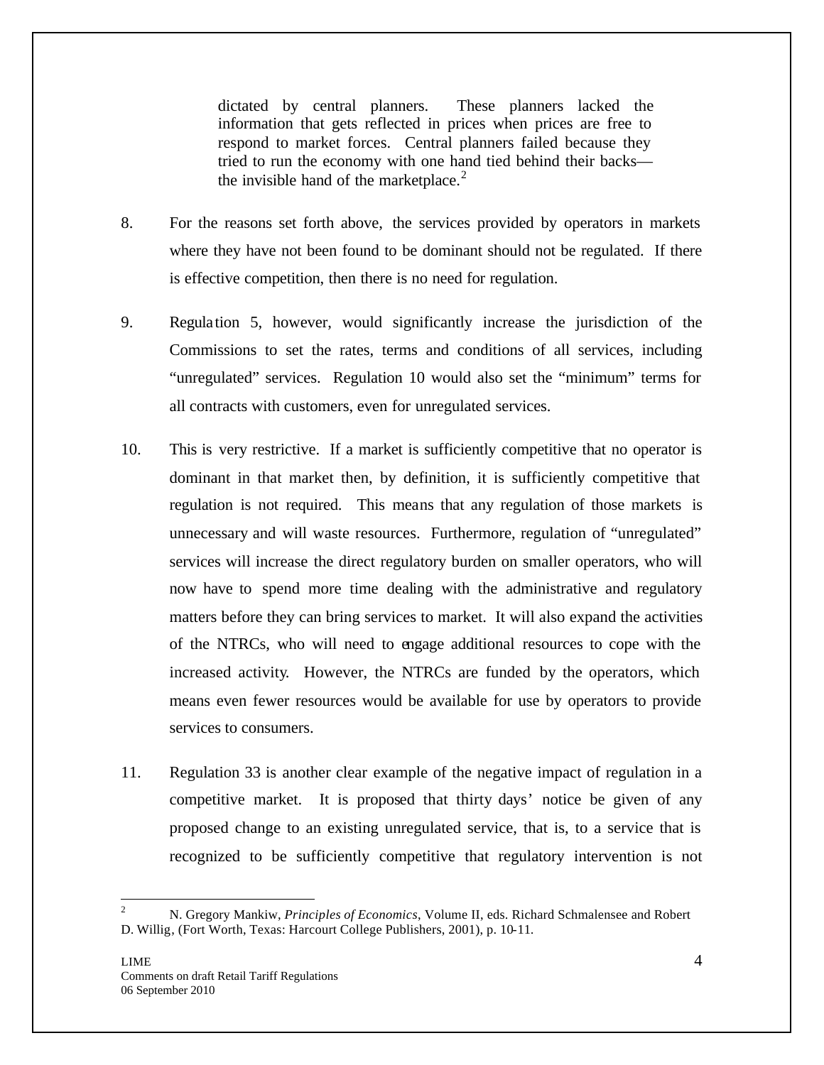> dictated by central planners. These planners lacked the information that gets reflected in prices when prices are free to respond to market forces. Central planners failed because they tried to run the economy with one hand tied behind their backs—the invisible hand of the marketplace.[2]

8. For the reasons set forth above, the services provided by operators in markets where they have not been found to be dominant should not be regulated. If there is effective competition, then there is no need for regulation.

9. Regulation 5, however, would significantly increase the jurisdiction of the Commissions to set the rates, terms and conditions of all services, including "unregulated" services. Regulation 10 would also set the "minimum" terms for all contracts with customers, even for unregulated services.

10. This is very restrictive. If a market is sufficiently competitive that no operator is dominant in that market then, by definition, it is sufficiently competitive that regulation is not required. This means that any regulation of those markets is unnecessary and will waste resources. Furthermore, regulation of "unregulated" services will increase the direct regulatory burden on smaller operators, who will now have to spend more time dealing with the administrative and regulatory matters before they can bring services to market. It will also expand the activities of the NTRCs, who will need to engage additional resources to cope with the increased activity. However, the NTRCs are funded by the operators, which means even fewer resources would be available for use by operators to provide services to consumers.

11. Regulation 33 is another clear example of the negative impact of regulation in a competitive market. It is proposed that thirty days' notice be given of any proposed change to an existing unregulated service, that is, to a service that is recognized to be sufficiently competitive that regulatory intervention is not

---

[2] N. Gregory Mankiw, *Principles of Economics*, Volume II, eds. Richard Schmalensee and Robert D. Willig, (Fort Worth, Texas: Harcourt College Publishers, 2001), p. 10-11.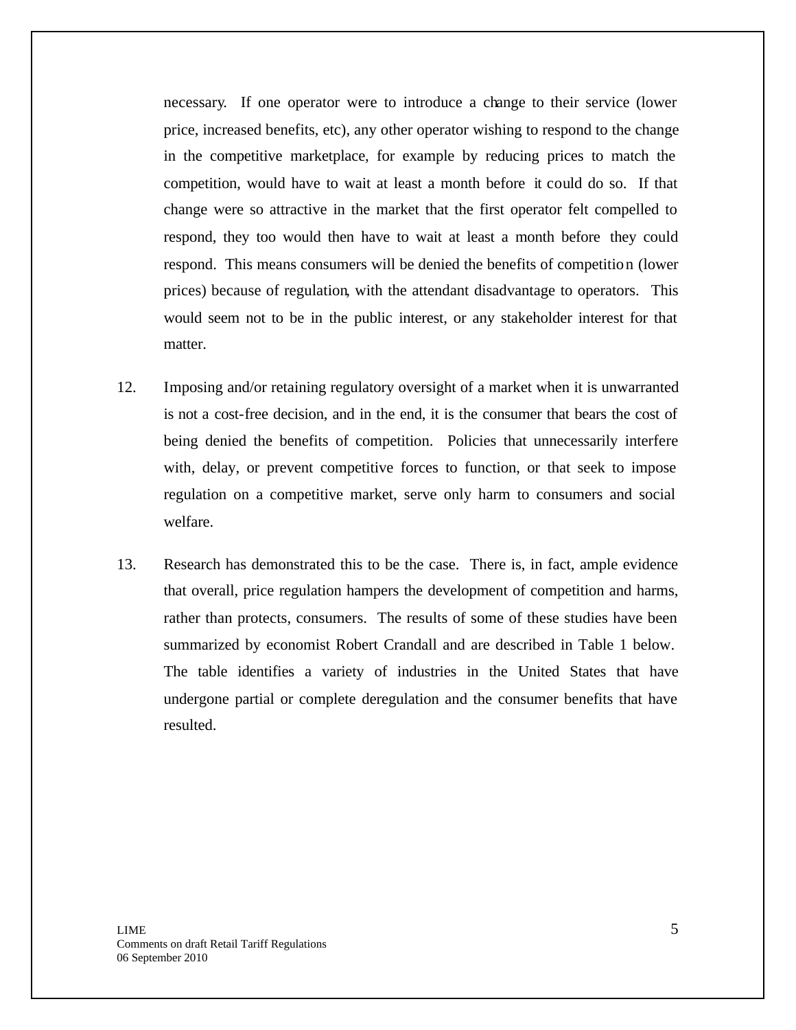necessary. If one operator were to introduce a change to their service (lower price, increased benefits, etc), any other operator wishing to respond to the change in the competitive marketplace, for example by reducing prices to match the competition, would have to wait at least a month before it could do so. If that change were so attractive in the market that the first operator felt compelled to respond, they too would then have to wait at least a month before they could respond. This means consumers will be denied the benefits of competition (lower prices) because of regulation, with the attendant disadvantage to operators. This would seem not to be in the public interest, or any stakeholder interest for that matter.

12. Imposing and/or retaining regulatory oversight of a market when it is unwarranted is not a cost-free decision, and in the end, it is the consumer that bears the cost of being denied the benefits of competition. Policies that unnecessarily interfere with, delay, or prevent competitive forces to function, or that seek to impose regulation on a competitive market, serve only harm to consumers and social welfare.

13. Research has demonstrated this to be the case. There is, in fact, ample evidence that overall, price regulation hampers the development of competition and harms, rather than protects, consumers. The results of some of these studies have been summarized by economist Robert Crandall and are described in Table 1 below. The table identifies a variety of industries in the United States that have undergone partial or complete deregulation and the consumer benefits that have resulted.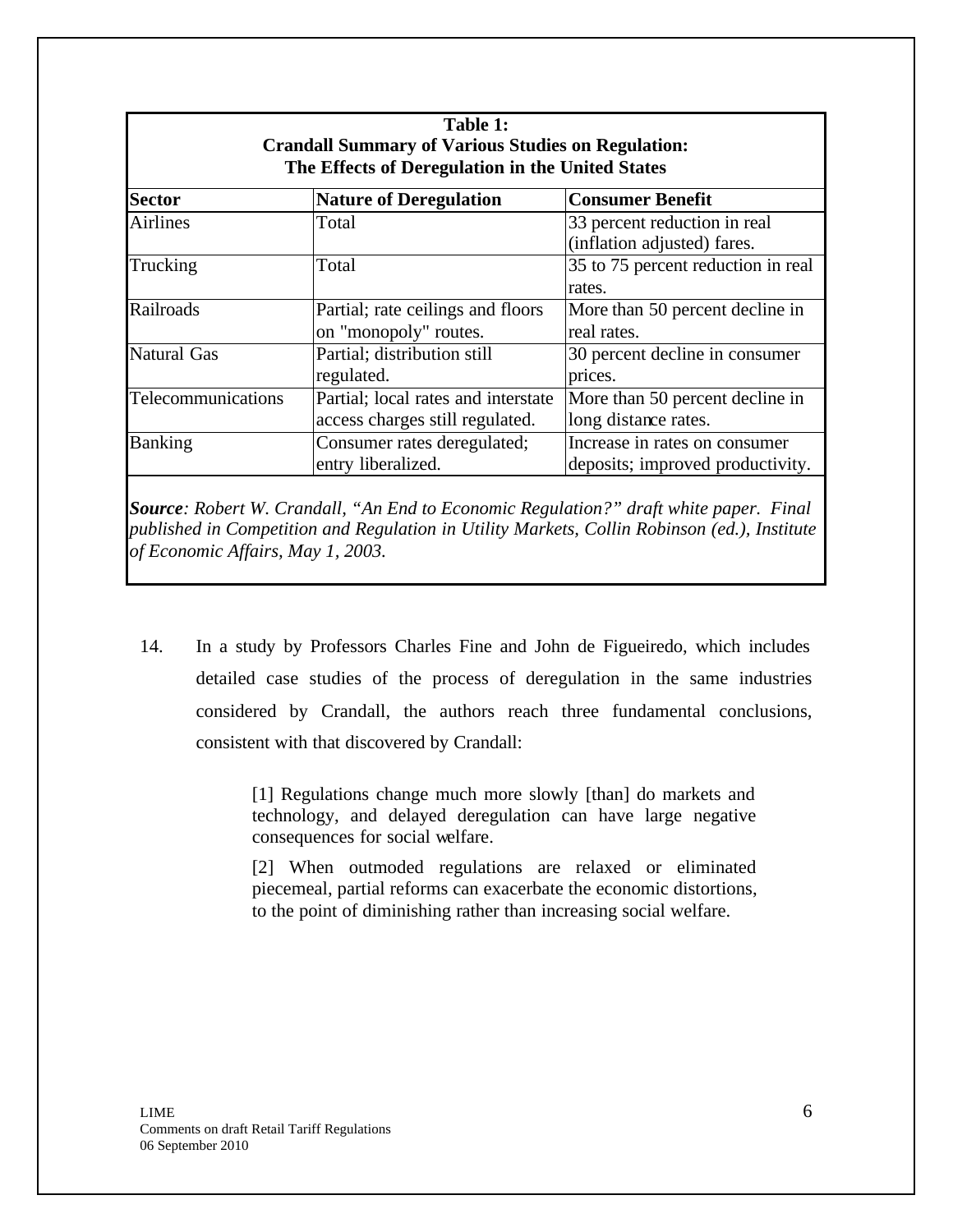**Table 1:**
**Crandall Summary of Various Studies on Regulation:**
**The Effects of Deregulation in the United States**

| Sector | Nature of Deregulation | Consumer Benefit |
|---|---|---|
| Airlines | Total | 33 percent reduction in real (inflation adjusted) fares. |
| Trucking | Total | 35 to 75 percent reduction in real rates. |
| Railroads | Partial; rate ceilings and floors on "monopoly" routes. | More than 50 percent decline in real rates. |
| Natural Gas | Partial; distribution still regulated. | 30 percent decline in consumer prices. |
| Telecommunications | Partial; local rates and interstate access charges still regulated. | More than 50 percent decline in long distance rates. |
| Banking | Consumer rates deregulated; entry liberalized. | Increase in rates on consumer deposits; improved productivity. |

***Source**: Robert W. Crandall, "An End to Economic Regulation?" draft white paper. Final published in Competition and Regulation in Utility Markets, Collin Robinson (ed.), Institute of Economic Affairs, May 1, 2003.*

14. In a study by Professors Charles Fine and John de Figueiredo, which includes detailed case studies of the process of deregulation in the same industries considered by Crandall, the authors reach three fundamental conclusions, consistent with that discovered by Crandall:

> [1] Regulations change much more slowly [than] do markets and technology, and delayed deregulation can have large negative consequences for social welfare.
>
> [2] When outmoded regulations are relaxed or eliminated piecemeal, partial reforms can exacerbate the economic distortions, to the point of diminishing rather than increasing social welfare.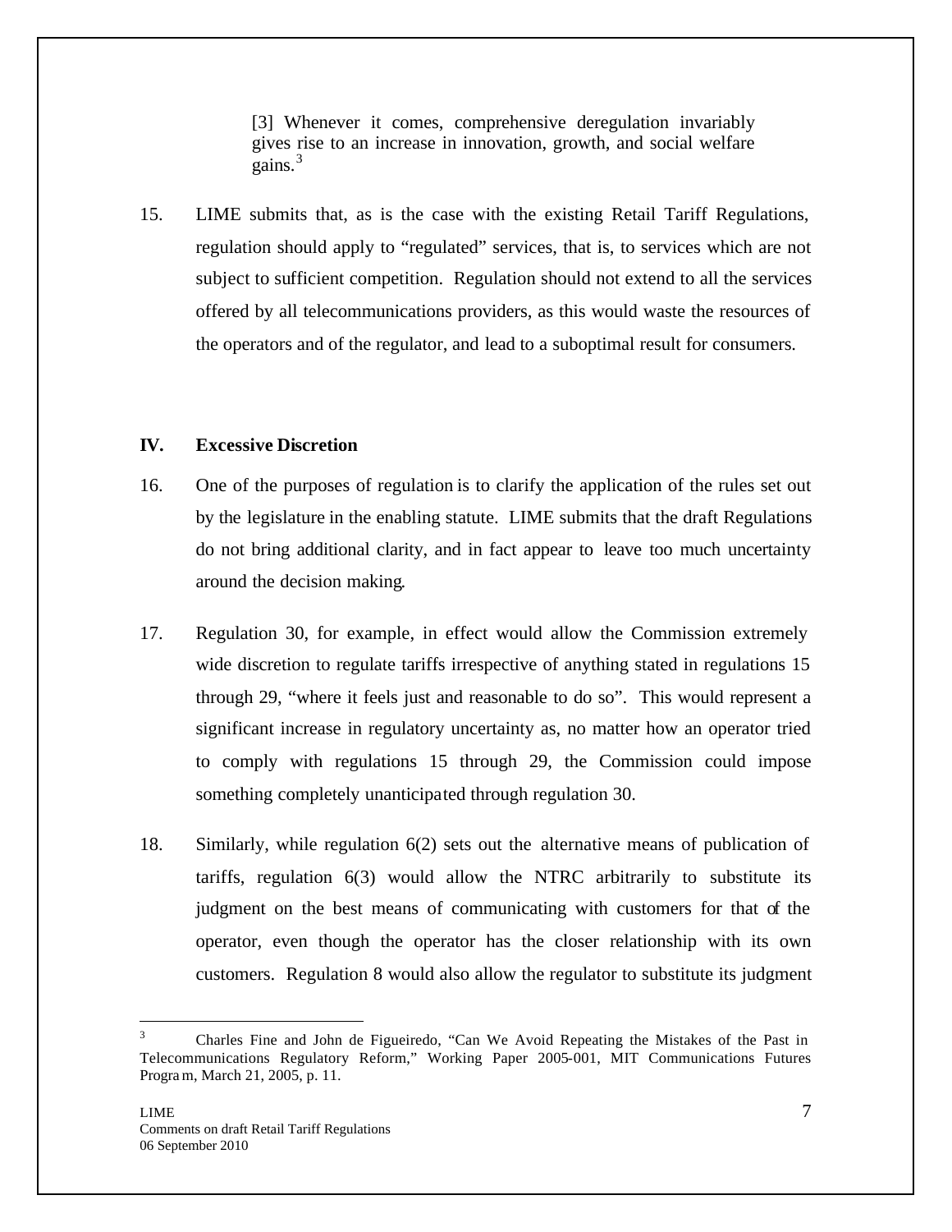> [3] Whenever it comes, comprehensive deregulation invariably gives rise to an increase in innovation, growth, and social welfare gains.[3]

15. LIME submits that, as is the case with the existing Retail Tariff Regulations, regulation should apply to "regulated" services, that is, to services which are not subject to sufficient competition. Regulation should not extend to all the services offered by all telecommunications providers, as this would waste the resources of the operators and of the regulator, and lead to a suboptimal result for consumers.

## IV. Excessive Discretion

16. One of the purposes of regulation is to clarify the application of the rules set out by the legislature in the enabling statute. LIME submits that the draft Regulations do not bring additional clarity, and in fact appear to leave too much uncertainty around the decision making.

17. Regulation 30, for example, in effect would allow the Commission extremely wide discretion to regulate tariffs irrespective of anything stated in regulations 15 through 29, "where it feels just and reasonable to do so". This would represent a significant increase in regulatory uncertainty as, no matter how an operator tried to comply with regulations 15 through 29, the Commission could impose something completely unanticipated through regulation 30.

18. Similarly, while regulation 6(2) sets out the alternative means of publication of tariffs, regulation 6(3) would allow the NTRC arbitrarily to substitute its judgment on the best means of communicating with customers for that of the operator, even though the operator has the closer relationship with its own customers. Regulation 8 would also allow the regulator to substitute its judgment

---

[3] Charles Fine and John de Figueiredo, "Can We Avoid Repeating the Mistakes of the Past in Telecommunications Regulatory Reform," Working Paper 2005-001, MIT Communications Futures Program, March 21, 2005, p. 11.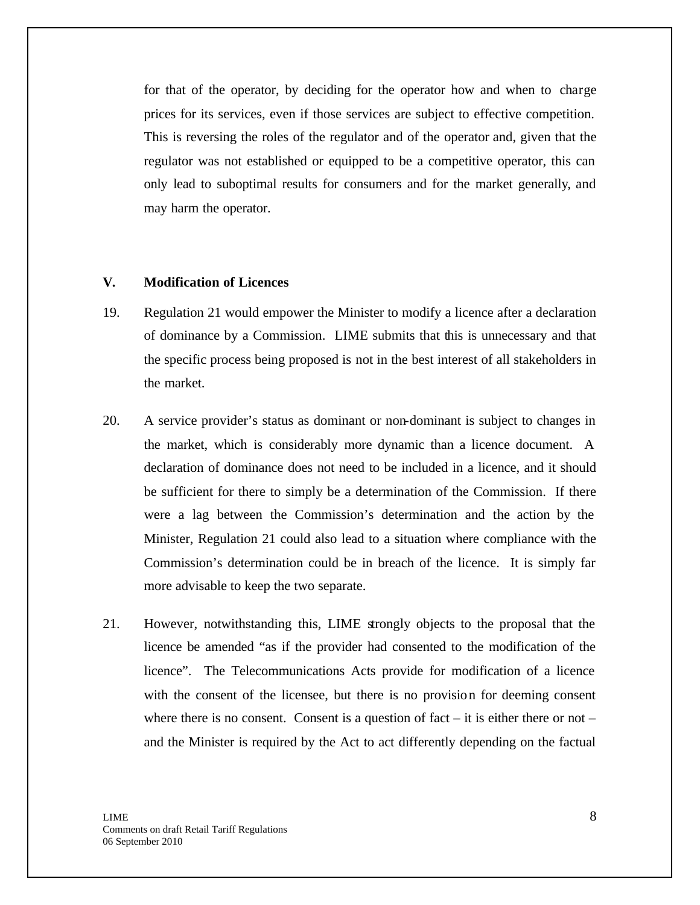for that of the operator, by deciding for the operator how and when to charge prices for its services, even if those services are subject to effective competition. This is reversing the roles of the regulator and of the operator and, given that the regulator was not established or equipped to be a competitive operator, this can only lead to suboptimal results for consumers and for the market generally, and may harm the operator.

## V. Modification of Licences

19. Regulation 21 would empower the Minister to modify a licence after a declaration of dominance by a Commission. LIME submits that this is unnecessary and that the specific process being proposed is not in the best interest of all stakeholders in the market.

20. A service provider's status as dominant or non-dominant is subject to changes in the market, which is considerably more dynamic than a licence document. A declaration of dominance does not need to be included in a licence, and it should be sufficient for there to simply be a determination of the Commission. If there were a lag between the Commission's determination and the action by the Minister, Regulation 21 could also lead to a situation where compliance with the Commission's determination could be in breach of the licence. It is simply far more advisable to keep the two separate.

21. However, notwithstanding this, LIME strongly objects to the proposal that the licence be amended "as if the provider had consented to the modification of the licence". The Telecommunications Acts provide for modification of a licence with the consent of the licensee, but there is no provision for deeming consent where there is no consent. Consent is a question of fact – it is either there or not – and the Minister is required by the Act to act differently depending on the factual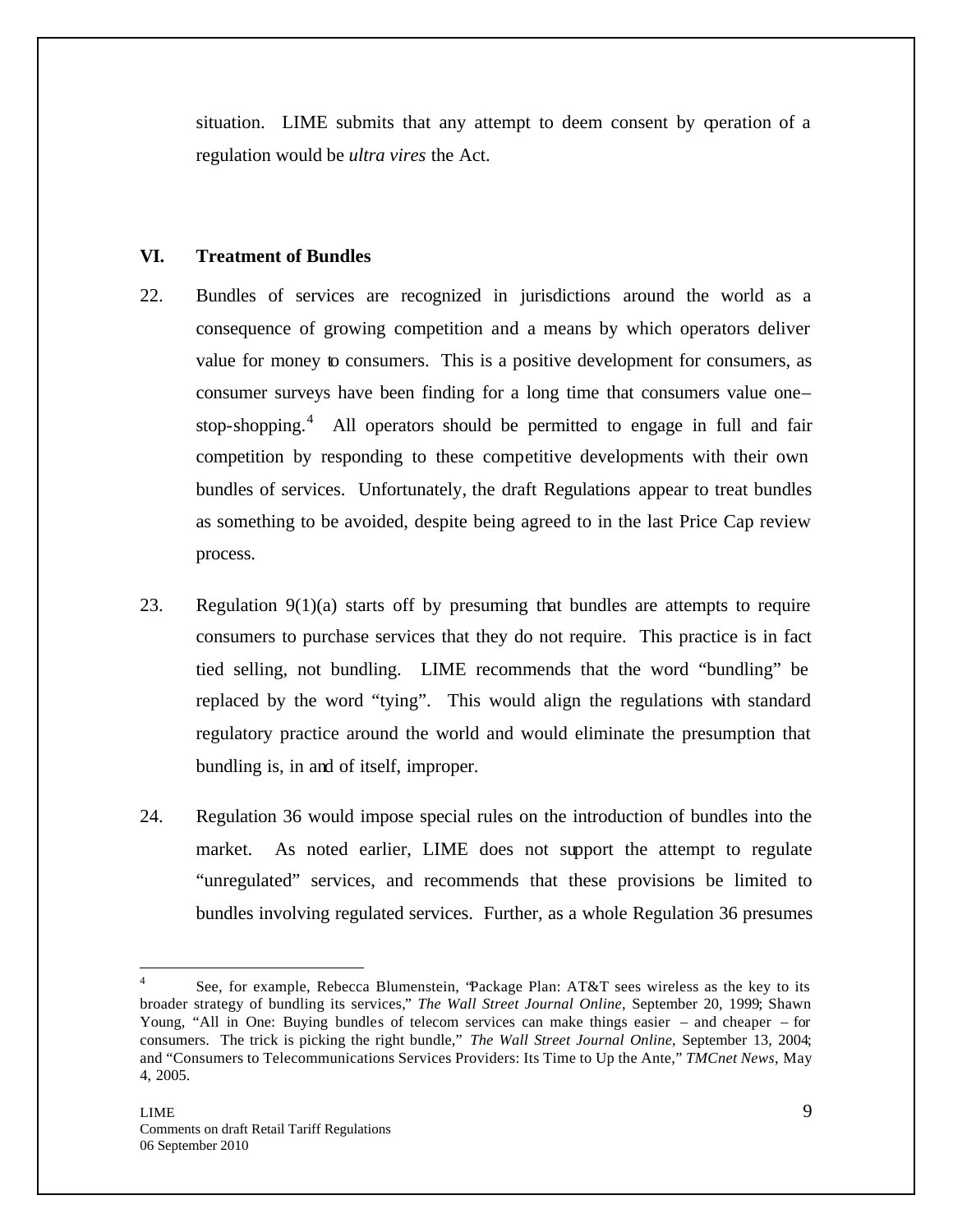situation. LIME submits that any attempt to deem consent by operation of a regulation would be *ultra vires* the Act.

## VI. Treatment of Bundles

22. Bundles of services are recognized in jurisdictions around the world as a consequence of growing competition and a means by which operators deliver value for money to consumers. This is a positive development for consumers, as consumer surveys have been finding for a long time that consumers value one–stop-shopping.[4] All operators should be permitted to engage in full and fair competition by responding to these competitive developments with their own bundles of services. Unfortunately, the draft Regulations appear to treat bundles as something to be avoided, despite being agreed to in the last Price Cap review process.

23. Regulation 9(1)(a) starts off by presuming that bundles are attempts to require consumers to purchase services that they do not require. This practice is in fact tied selling, not bundling. LIME recommends that the word "bundling" be replaced by the word "tying". This would align the regulations with standard regulatory practice around the world and would eliminate the presumption that bundling is, in and of itself, improper.

24. Regulation 36 would impose special rules on the introduction of bundles into the market. As noted earlier, LIME does not support the attempt to regulate "unregulated" services, and recommends that these provisions be limited to bundles involving regulated services. Further, as a whole Regulation 36 presumes

---

[4] See, for example, Rebecca Blumenstein, "Package Plan: AT&T sees wireless as the key to its broader strategy of bundling its services," *The Wall Street Journal Online*, September 20, 1999; Shawn Young, "All in One: Buying bundles of telecom services can make things easier – and cheaper – for consumers. The trick is picking the right bundle," *The Wall Street Journal Online*, September 13, 2004; and "Consumers to Telecommunications Services Providers: Its Time to Up the Ante," *TMCnet News*, May 4, 2005.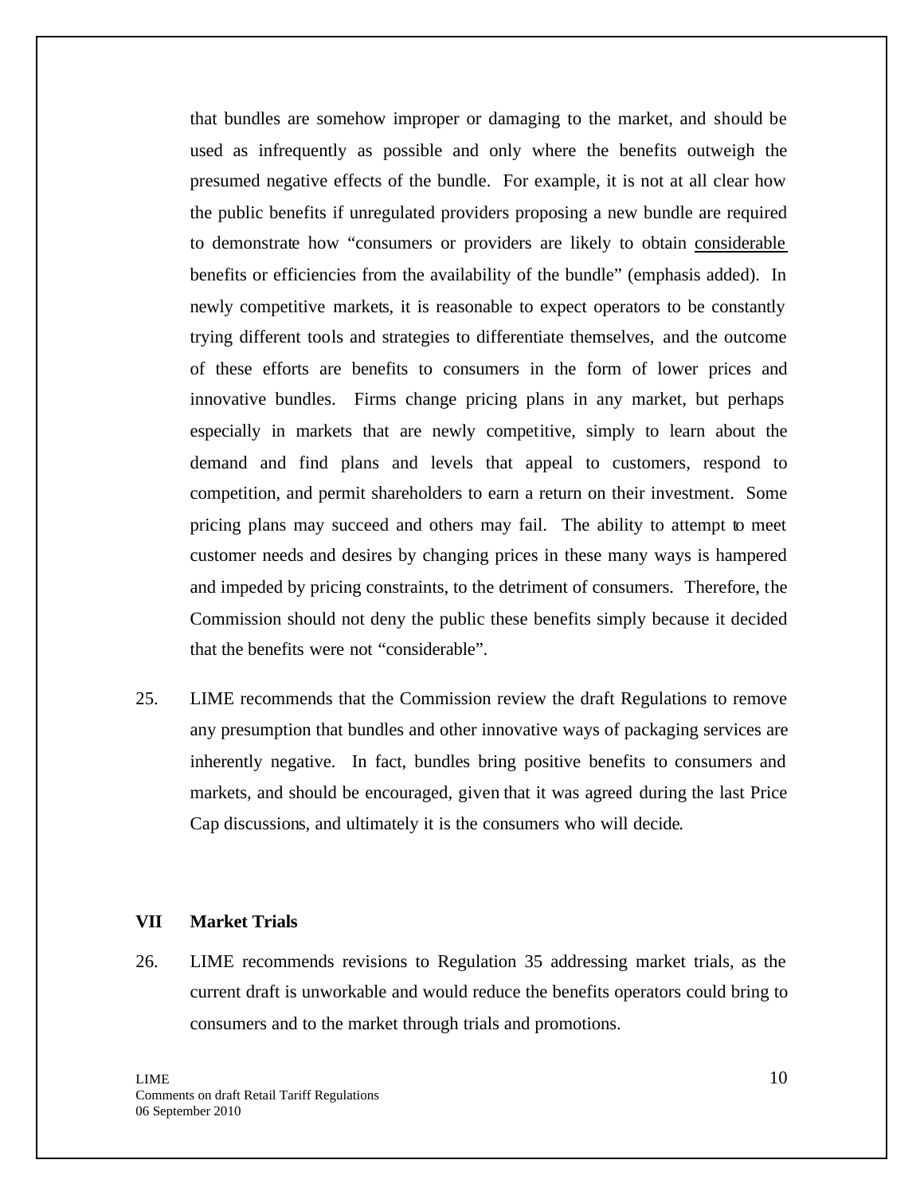that bundles are somehow improper or damaging to the market, and should be used as infrequently as possible and only where the benefits outweigh the presumed negative effects of the bundle. For example, it is not at all clear how the public benefits if unregulated providers proposing a new bundle are required to demonstrate how "consumers or providers are likely to obtain <u>considerable</u> benefits or efficiencies from the availability of the bundle" (emphasis added). In newly competitive markets, it is reasonable to expect operators to be constantly trying different tools and strategies to differentiate themselves, and the outcome of these efforts are benefits to consumers in the form of lower prices and innovative bundles. Firms change pricing plans in any market, but perhaps especially in markets that are newly competitive, simply to learn about the demand and find plans and levels that appeal to customers, respond to competition, and permit shareholders to earn a return on their investment. Some pricing plans may succeed and others may fail. The ability to attempt to meet customer needs and desires by changing prices in these many ways is hampered and impeded by pricing constraints, to the detriment of consumers. Therefore, the Commission should not deny the public these benefits simply because it decided that the benefits were not "considerable".

25. LIME recommends that the Commission review the draft Regulations to remove any presumption that bundles and other innovative ways of packaging services are inherently negative. In fact, bundles bring positive benefits to consumers and markets, and should be encouraged, given that it was agreed during the last Price Cap discussions, and ultimately it is the consumers who will decide.

## VII Market Trials

26. LIME recommends revisions to Regulation 35 addressing market trials, as the current draft is unworkable and would reduce the benefits operators could bring to consumers and to the market through trials and promotions.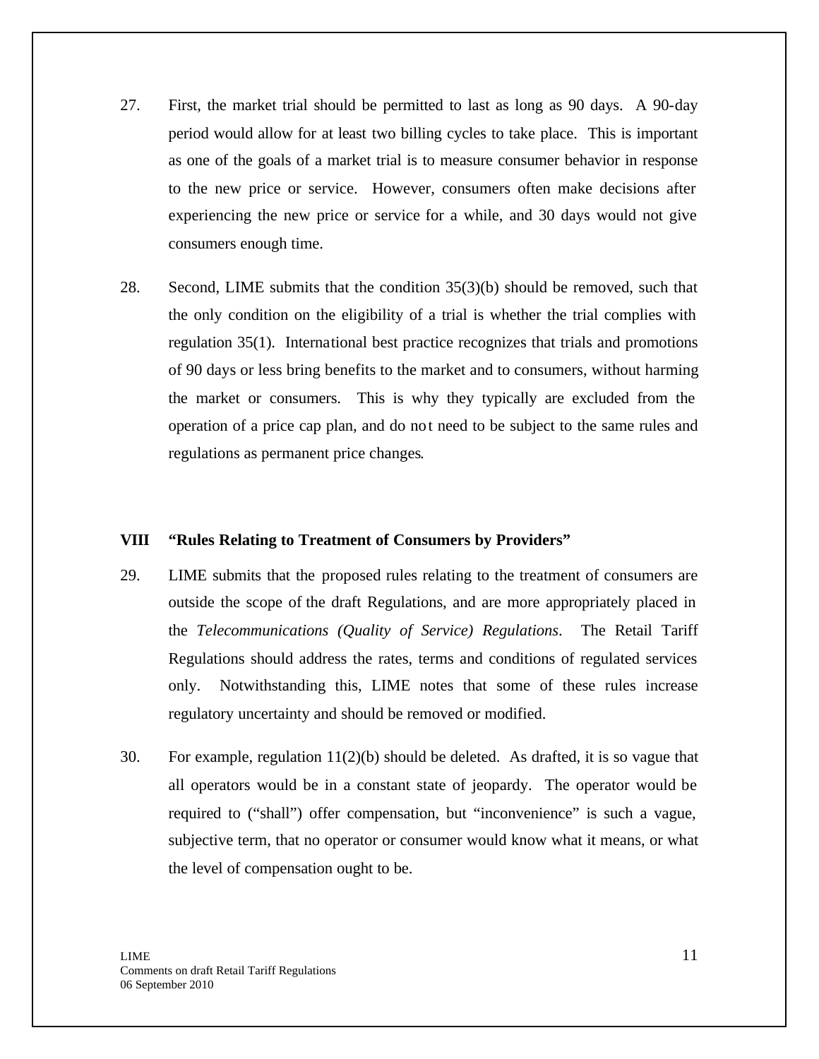27. First, the market trial should be permitted to last as long as 90 days. A 90-day period would allow for at least two billing cycles to take place. This is important as one of the goals of a market trial is to measure consumer behavior in response to the new price or service. However, consumers often make decisions after experiencing the new price or service for a while, and 30 days would not give consumers enough time.

28. Second, LIME submits that the condition 35(3)(b) should be removed, such that the only condition on the eligibility of a trial is whether the trial complies with regulation 35(1). International best practice recognizes that trials and promotions of 90 days or less bring benefits to the market and to consumers, without harming the market or consumers. This is why they typically are excluded from the operation of a price cap plan, and do not need to be subject to the same rules and regulations as permanent price changes.

## VIII "Rules Relating to Treatment of Consumers by Providers"

29. LIME submits that the proposed rules relating to the treatment of consumers are outside the scope of the draft Regulations, and are more appropriately placed in the *Telecommunications (Quality of Service) Regulations*. The Retail Tariff Regulations should address the rates, terms and conditions of regulated services only. Notwithstanding this, LIME notes that some of these rules increase regulatory uncertainty and should be removed or modified.

30. For example, regulation 11(2)(b) should be deleted. As drafted, it is so vague that all operators would be in a constant state of jeopardy. The operator would be required to ("shall") offer compensation, but "inconvenience" is such a vague, subjective term, that no operator or consumer would know what it means, or what the level of compensation ought to be.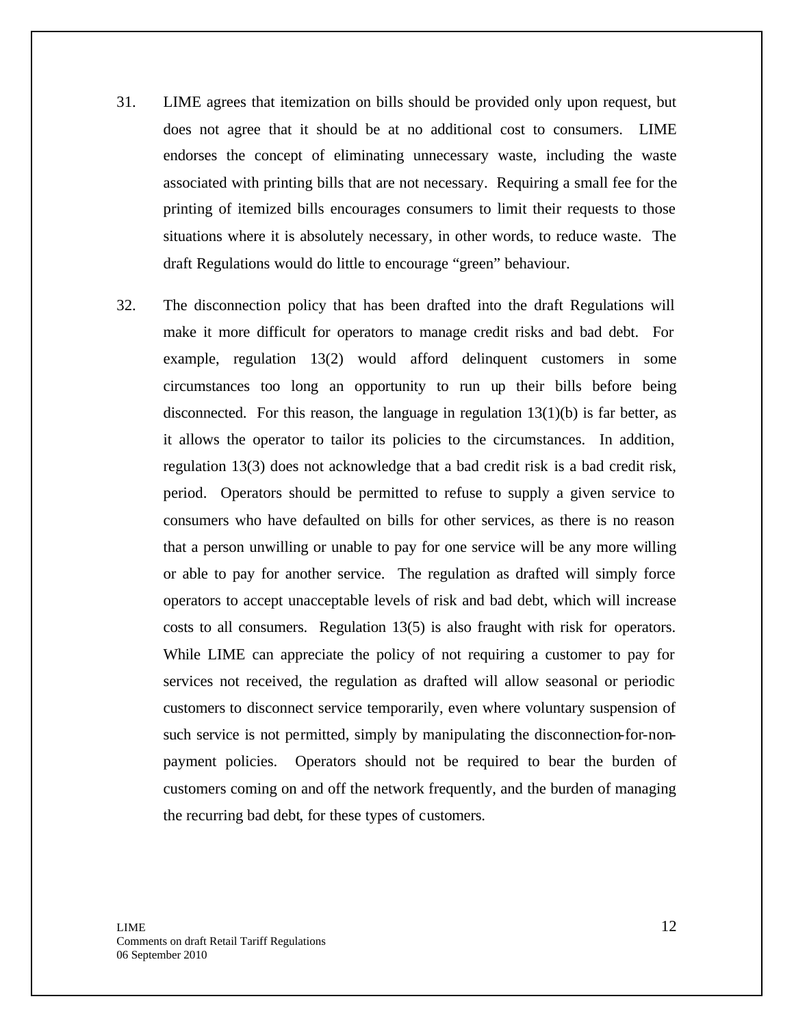31. LIME agrees that itemization on bills should be provided only upon request, but does not agree that it should be at no additional cost to consumers. LIME endorses the concept of eliminating unnecessary waste, including the waste associated with printing bills that are not necessary. Requiring a small fee for the printing of itemized bills encourages consumers to limit their requests to those situations where it is absolutely necessary, in other words, to reduce waste. The draft Regulations would do little to encourage "green" behaviour.

32. The disconnection policy that has been drafted into the draft Regulations will make it more difficult for operators to manage credit risks and bad debt. For example, regulation 13(2) would afford delinquent customers in some circumstances too long an opportunity to run up their bills before being disconnected. For this reason, the language in regulation 13(1)(b) is far better, as it allows the operator to tailor its policies to the circumstances. In addition, regulation 13(3) does not acknowledge that a bad credit risk is a bad credit risk, period. Operators should be permitted to refuse to supply a given service to consumers who have defaulted on bills for other services, as there is no reason that a person unwilling or unable to pay for one service will be any more willing or able to pay for another service. The regulation as drafted will simply force operators to accept unacceptable levels of risk and bad debt, which will increase costs to all consumers. Regulation 13(5) is also fraught with risk for operators. While LIME can appreciate the policy of not requiring a customer to pay for services not received, the regulation as drafted will allow seasonal or periodic customers to disconnect service temporarily, even where voluntary suspension of such service is not permitted, simply by manipulating the disconnection-for-non-payment policies. Operators should not be required to bear the burden of customers coming on and off the network frequently, and the burden of managing the recurring bad debt, for these types of customers.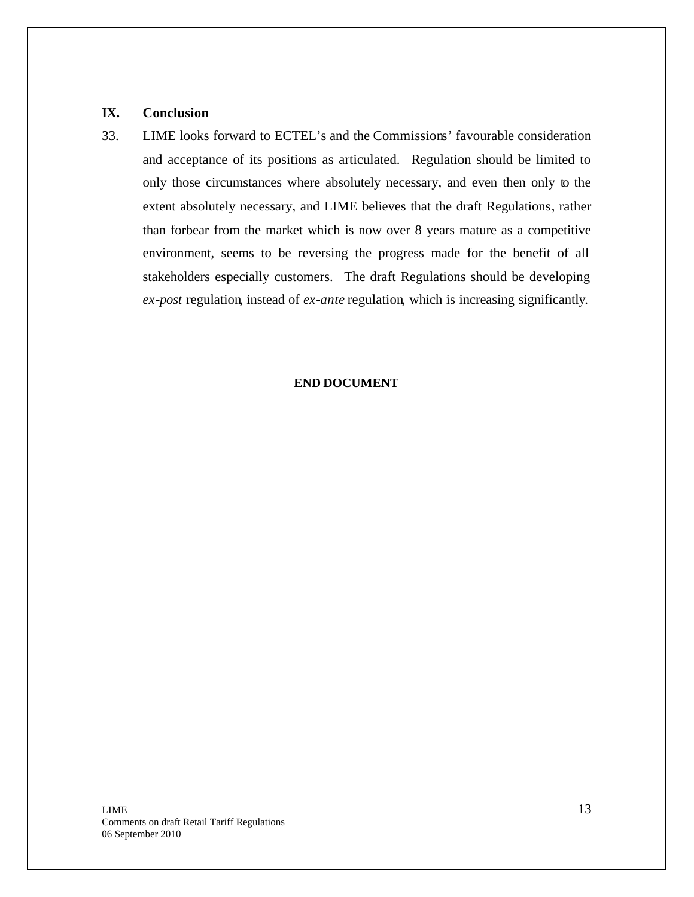## IX. Conclusion

33. LIME looks forward to ECTEL's and the Commissions' favourable consideration and acceptance of its positions as articulated. Regulation should be limited to only those circumstances where absolutely necessary, and even then only to the extent absolutely necessary, and LIME believes that the draft Regulations, rather than forbear from the market which is now over 8 years mature as a competitive environment, seems to be reversing the progress made for the benefit of all stakeholders especially customers. The draft Regulations should be developing *ex-post* regulation, instead of *ex-ante* regulation, which is increasing significantly.

**END DOCUMENT**